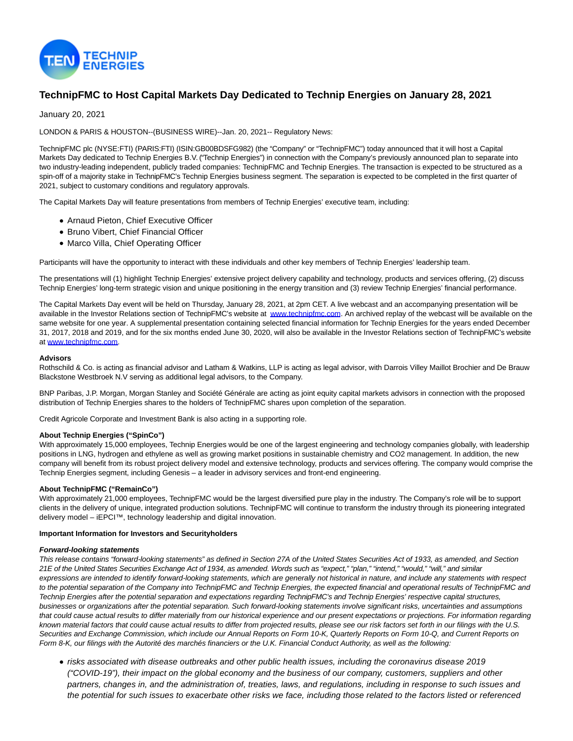# TechnipFMC to Host Capital Markets Day Dedicated to Technip Energies on January 28, 2021

January 20, 2021

LONDON & PARIS & HOUSTON--(BUSINESS WIRE)--Jan. 20, 2021-- Regulatory News:

TechnipFMC plc (NYSE:FTI) (PARIS:FTI) (ISIN:GB00BDSFG982) (the "Company" or "TechnipFMC") today announced that it will host a Capital Markets Day dedicated to Technip Energies B.V. ("Technip Energies") in connection with the Company's previously announced plan to separate into two industry-leading independent, publicly traded companies: TechnipFMC and Technip Energies. The transaction is expected to be structured as a spin-off of a majority stake in TechnipFMC's Technip Energies business segment. The separation is expected to be completed in the first quarter of 2021, subject to customary conditions and regulatory approvals.

The Capital Markets Day will feature presentations from members of Technip Energies' executive team, including:

- Arnaud Pieton, Chief Executive Officer
- Bruno Vibert, Chief Financial Officer
- Marco Villa, Chief Operating Officer

Participants will have the opportunity to interact with these individuals and other key members of Technip Energies' leadership team.

The presentations will (1) highlight Technip Energies' extensive project delivery capability and technology, products and services offering, (2) discuss Technip Energies' long-term strategic vision and unique positioning in the energy transition and (3) review Technip Energies' financial performance.

The Capital Markets Day event will be held on Thursday, January 28, 2021, at 2pm CET. A live webcast and an accompanying presentation will be available in the Investor Relations section of TechnipFMC's website at www.technipfmc.com. An archived replay of the webcast will be available on the same website for one year. A supplemental presentation containing selected financial information for Technip Energies for the years ended December 31, 2017, 2018 and 2019, and for the six months ended June 30, 2020, will also be available in the Investor Relations section of TechnipFMC's website at www.technipfmc.com.

**Advisors**
Rothschild & Co. is acting as financial advisor and Latham & Watkins, LLP is acting as legal advisor, with Darrois Villey Maillot Brochier and De Brauw Blackstone Westbroek N.V serving as additional legal advisors, to the Company.

BNP Paribas, J.P. Morgan, Morgan Stanley and Société Générale are acting as joint equity capital markets advisors in connection with the proposed distribution of Technip Energies shares to the holders of TechnipFMC shares upon completion of the separation.

Credit Agricole Corporate and Investment Bank is also acting in a supporting role.

**About Technip Energies ("SpinCo")**
With approximately 15,000 employees, Technip Energies would be one of the largest engineering and technology companies globally, with leadership positions in LNG, hydrogen and ethylene as well as growing market positions in sustainable chemistry and CO2 management. In addition, the new company will benefit from its robust project delivery model and extensive technology, products and services offering. The company would comprise the Technip Energies segment, including Genesis – a leader in advisory services and front-end engineering.

**About TechnipFMC ("RemainCo")**
With approximately 21,000 employees, TechnipFMC would be the largest diversified pure play in the industry. The Company's role will be to support clients in the delivery of unique, integrated production solutions. TechnipFMC will continue to transform the industry through its pioneering integrated delivery model – iEPCI™, technology leadership and digital innovation.

**Important Information for Investors and Securityholders**

***Forward-looking statements***
*This release contains "forward-looking statements" as defined in Section 27A of the United States Securities Act of 1933, as amended, and Section 21E of the United States Securities Exchange Act of 1934, as amended. Words such as "expect," "plan," "intend," "would," "will," and similar expressions are intended to identify forward-looking statements, which are generally not historical in nature, and include any statements with respect to the potential separation of the Company into TechnipFMC and Technip Energies, the expected financial and operational results of TechnipFMC and Technip Energies after the potential separation and expectations regarding TechnipFMC's and Technip Energies' respective capital structures, businesses or organizations after the potential separation. Such forward-looking statements involve significant risks, uncertainties and assumptions that could cause actual results to differ materially from our historical experience and our present expectations or projections. For information regarding known material factors that could cause actual results to differ from projected results, please see our risk factors set forth in our filings with the U.S. Securities and Exchange Commission, which include our Annual Reports on Form 10-K, Quarterly Reports on Form 10-Q, and Current Reports on Form 8-K, our filings with the Autorité des marchés financiers or the U.K. Financial Conduct Authority, as well as the following:*

- *risks associated with disease outbreaks and other public health issues, including the coronavirus disease 2019 ("COVID-19"), their impact on the global economy and the business of our company, customers, suppliers and other partners, changes in, and the administration of, treaties, laws, and regulations, including in response to such issues and the potential for such issues to exacerbate other risks we face, including those related to the factors listed or referenced*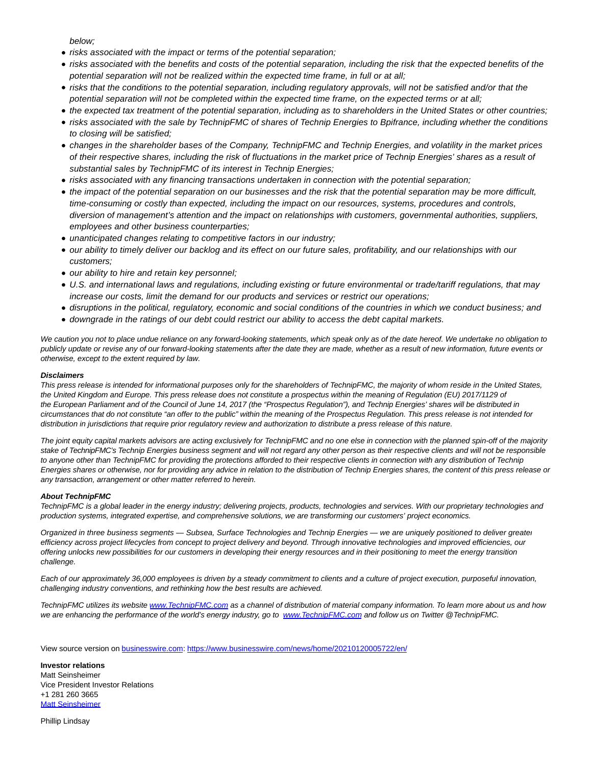*below;*

- *risks associated with the impact or terms of the potential separation;*
- *risks associated with the benefits and costs of the potential separation, including the risk that the expected benefits of the potential separation will not be realized within the expected time frame, in full or at all;*
- *risks that the conditions to the potential separation, including regulatory approvals, will not be satisfied and/or that the potential separation will not be completed within the expected time frame, on the expected terms or at all;*
- *the expected tax treatment of the potential separation, including as to shareholders in the United States or other countries;*
- *risks associated with the sale by TechnipFMC of shares of Technip Energies to Bpifrance, including whether the conditions to closing will be satisfied;*
- *changes in the shareholder bases of the Company, TechnipFMC and Technip Energies, and volatility in the market prices of their respective shares, including the risk of fluctuations in the market price of Technip Energies' shares as a result of substantial sales by TechnipFMC of its interest in Technip Energies;*
- *risks associated with any financing transactions undertaken in connection with the potential separation;*
- *the impact of the potential separation on our businesses and the risk that the potential separation may be more difficult, time-consuming or costly than expected, including the impact on our resources, systems, procedures and controls, diversion of management's attention and the impact on relationships with customers, governmental authorities, suppliers, employees and other business counterparties;*
- *unanticipated changes relating to competitive factors in our industry;*
- *our ability to timely deliver our backlog and its effect on our future sales, profitability, and our relationships with our customers;*
- *our ability to hire and retain key personnel;*
- *U.S. and international laws and regulations, including existing or future environmental or trade/tariff regulations, that may increase our costs, limit the demand for our products and services or restrict our operations;*
- *disruptions in the political, regulatory, economic and social conditions of the countries in which we conduct business; and*
- *downgrade in the ratings of our debt could restrict our ability to access the debt capital markets.*

*We caution you not to place undue reliance on any forward-looking statements, which speak only as of the date hereof. We undertake no obligation to publicly update or revise any of our forward-looking statements after the date they are made, whether as a result of new information, future events or otherwise, except to the extent required by law.*

***Disclaimers***

*This press release is intended for informational purposes only for the shareholders of TechnipFMC, the majority of whom reside in the United States, the United Kingdom and Europe. This press release does not constitute a prospectus within the meaning of Regulation (EU) 2017/1129 of the European Parliament and of the Council of June 14, 2017 (the "Prospectus Regulation"), and Technip Energies' shares will be distributed in circumstances that do not constitute "an offer to the public" within the meaning of the Prospectus Regulation. This press release is not intended for distribution in jurisdictions that require prior regulatory review and authorization to distribute a press release of this nature.*

*The joint equity capital markets advisors are acting exclusively for TechnipFMC and no one else in connection with the planned spin-off of the majority stake of TechnipFMC's Technip Energies business segment and will not regard any other person as their respective clients and will not be responsible to anyone other than TechnipFMC for providing the protections afforded to their respective clients in connection with any distribution of Technip Energies shares or otherwise, nor for providing any advice in relation to the distribution of Technip Energies shares, the content of this press release or any transaction, arrangement or other matter referred to herein.*

***About TechnipFMC***

*TechnipFMC is a global leader in the energy industry; delivering projects, products, technologies and services. With our proprietary technologies and production systems, integrated expertise, and comprehensive solutions, we are transforming our customers' project economics.*

*Organized in three business segments — Subsea, Surface Technologies and Technip Energies — we are uniquely positioned to deliver greater efficiency across project lifecycles from concept to project delivery and beyond. Through innovative technologies and improved efficiencies, our offering unlocks new possibilities for our customers in developing their energy resources and in their positioning to meet the energy transition challenge.*

*Each of our approximately 36,000 employees is driven by a steady commitment to clients and a culture of project execution, purposeful innovation, challenging industry conventions, and rethinking how the best results are achieved.*

*TechnipFMC utilizes its website www.TechnipFMC.com as a channel of distribution of material company information. To learn more about us and how we are enhancing the performance of the world's energy industry, go to www.TechnipFMC.com and follow us on Twitter @TechnipFMC.*

View source version on businesswire.com: https://www.businesswire.com/news/home/20210120005722/en/

**Investor relations**
Matt Seinsheimer
Vice President Investor Relations
+1 281 260 3665
Matt Seinsheimer

Phillip Lindsay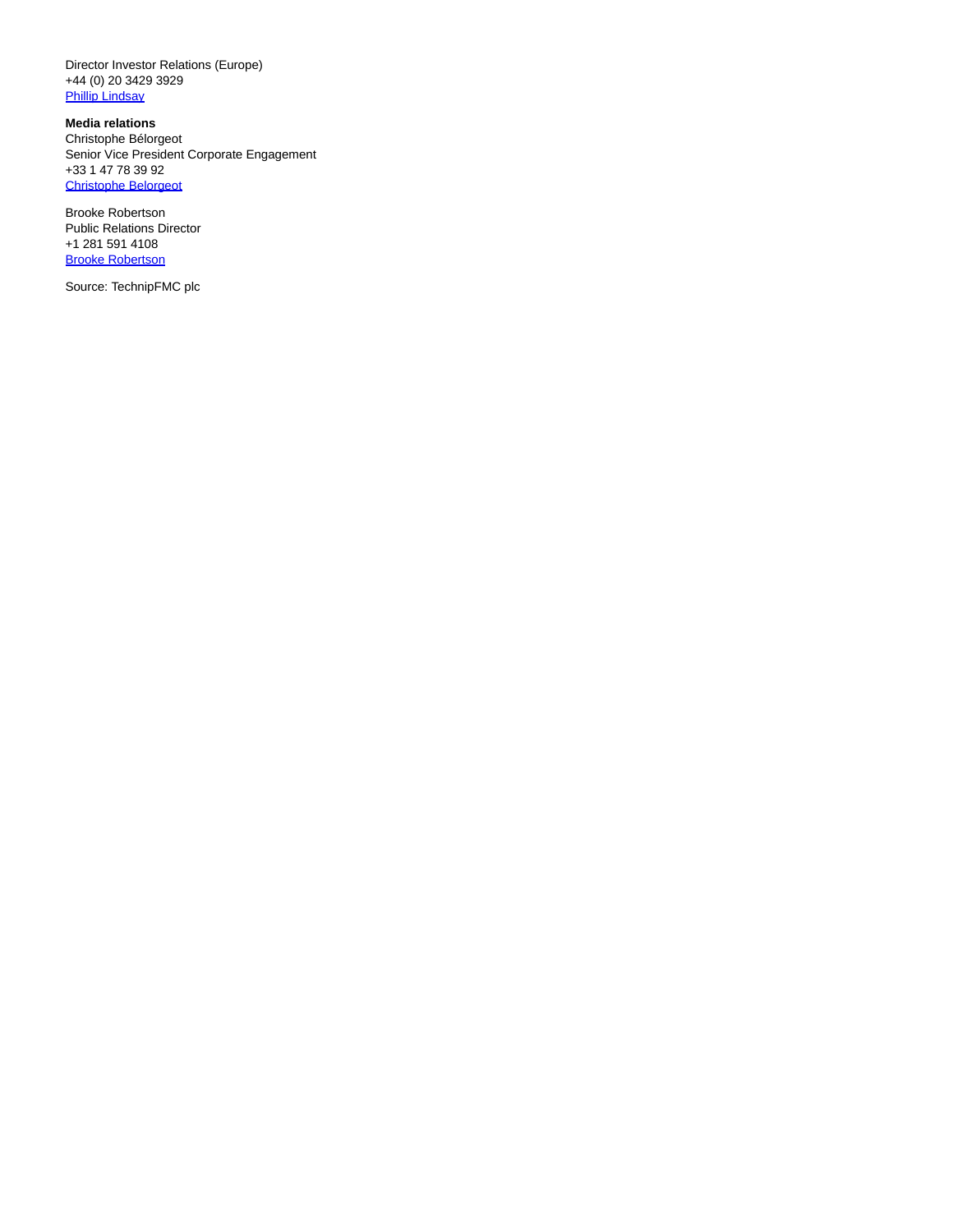Director Investor Relations (Europe)
+44 (0) 20 3429 3929
Phillip Lindsay

**Media relations**
Christophe Bélorgeot
Senior Vice President Corporate Engagement
+33 1 47 78 39 92
Christophe Belorgeot

Brooke Robertson
Public Relations Director
+1 281 591 4108
Brooke Robertson

Source: TechnipFMC plc